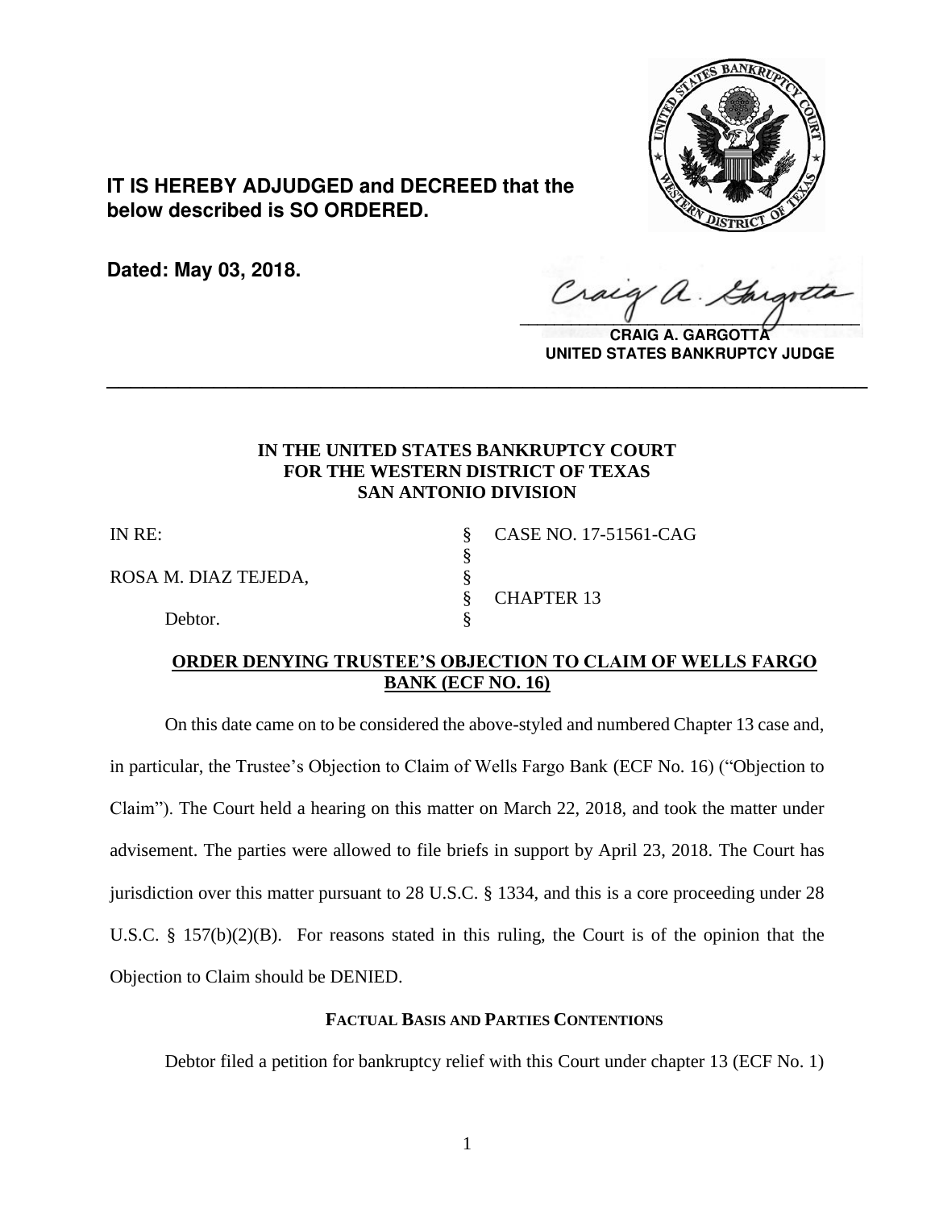**IT IS HEREBY ADJUDGED and DECREED that the below described is SO ORDERED.**

**Dated: May 03, 2018.**

**CRAIG A. GARGOTTA**
**UNITED STATES BANKRUPTCY JUDGE**

---

**IN THE UNITED STATES BANKRUPTCY COURT**
**FOR THE WESTERN DISTRICT OF TEXAS**
**SAN ANTONIO DIVISION**

| | | |
|---|---|---|
| IN RE: | § | CASE NO. 17-51561-CAG |
| | § | |
| ROSA M. DIAZ TEJEDA, | § | |
| | § | CHAPTER 13 |
| Debtor. | § | |

## ORDER DENYING TRUSTEE'S OBJECTION TO CLAIM OF WELLS FARGO BANK (ECF NO. 16)

On this date came on to be considered the above-styled and numbered Chapter 13 case and, in particular, the Trustee's Objection to Claim of Wells Fargo Bank (ECF No. 16) ("Objection to Claim"). The Court held a hearing on this matter on March 22, 2018, and took the matter under advisement. The parties were allowed to file briefs in support by April 23, 2018. The Court has jurisdiction over this matter pursuant to 28 U.S.C. § 1334, and this is a core proceeding under 28 U.S.C. § 157(b)(2)(B). For reasons stated in this ruling, the Court is of the opinion that the Objection to Claim should be DENIED.

### FACTUAL BASIS AND PARTIES CONTENTIONS

Debtor filed a petition for bankruptcy relief with this Court under chapter 13 (ECF No. 1)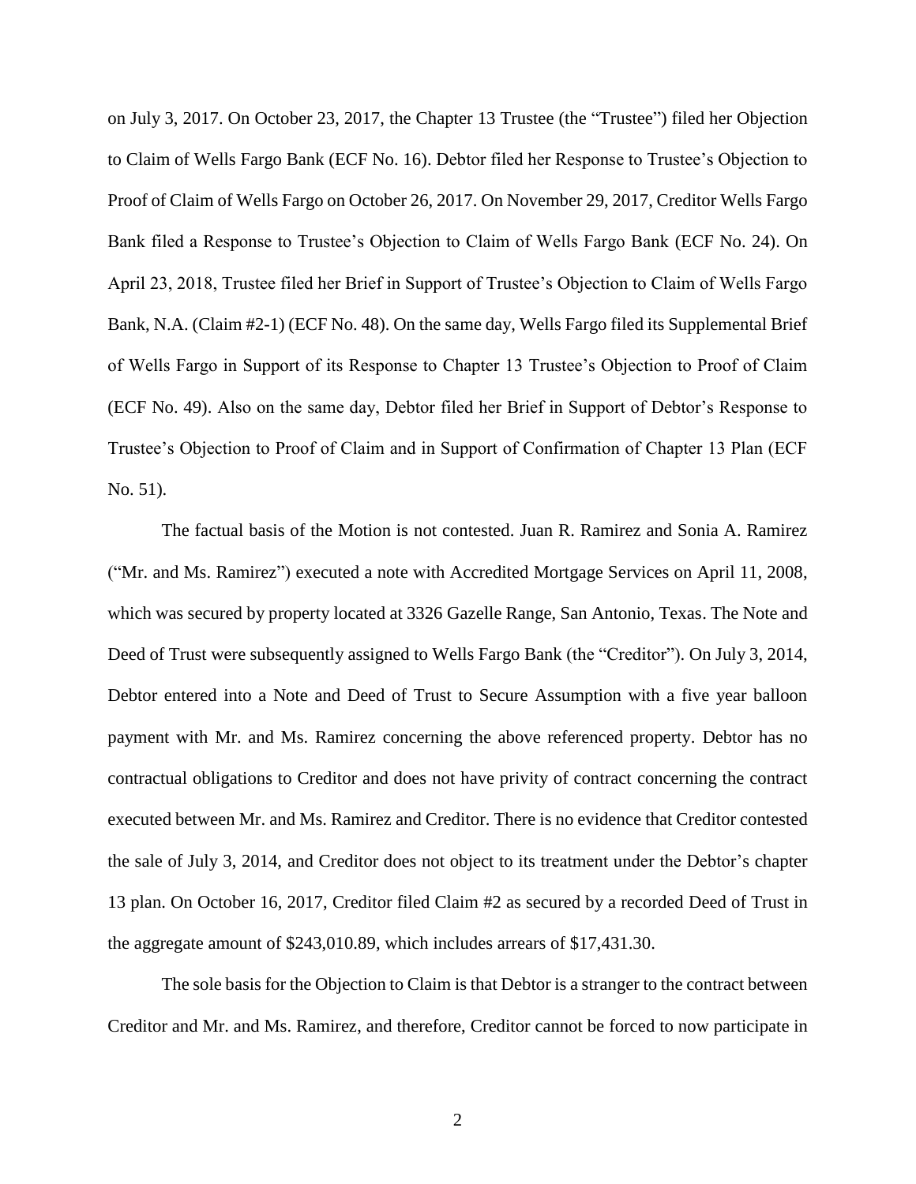on July 3, 2017. On October 23, 2017, the Chapter 13 Trustee (the "Trustee") filed her Objection to Claim of Wells Fargo Bank (ECF No. 16). Debtor filed her Response to Trustee's Objection to Proof of Claim of Wells Fargo on October 26, 2017. On November 29, 2017, Creditor Wells Fargo Bank filed a Response to Trustee's Objection to Claim of Wells Fargo Bank (ECF No. 24). On April 23, 2018, Trustee filed her Brief in Support of Trustee's Objection to Claim of Wells Fargo Bank, N.A. (Claim #2-1) (ECF No. 48). On the same day, Wells Fargo filed its Supplemental Brief of Wells Fargo in Support of its Response to Chapter 13 Trustee's Objection to Proof of Claim (ECF No. 49). Also on the same day, Debtor filed her Brief in Support of Debtor's Response to Trustee's Objection to Proof of Claim and in Support of Confirmation of Chapter 13 Plan (ECF No. 51).

The factual basis of the Motion is not contested. Juan R. Ramirez and Sonia A. Ramirez ("Mr. and Ms. Ramirez") executed a note with Accredited Mortgage Services on April 11, 2008, which was secured by property located at 3326 Gazelle Range, San Antonio, Texas. The Note and Deed of Trust were subsequently assigned to Wells Fargo Bank (the "Creditor"). On July 3, 2014, Debtor entered into a Note and Deed of Trust to Secure Assumption with a five year balloon payment with Mr. and Ms. Ramirez concerning the above referenced property. Debtor has no contractual obligations to Creditor and does not have privity of contract concerning the contract executed between Mr. and Ms. Ramirez and Creditor. There is no evidence that Creditor contested the sale of July 3, 2014, and Creditor does not object to its treatment under the Debtor's chapter 13 plan. On October 16, 2017, Creditor filed Claim #2 as secured by a recorded Deed of Trust in the aggregate amount of $243,010.89, which includes arrears of $17,431.30.

The sole basis for the Objection to Claim is that Debtor is a stranger to the contract between Creditor and Mr. and Ms. Ramirez, and therefore, Creditor cannot be forced to now participate in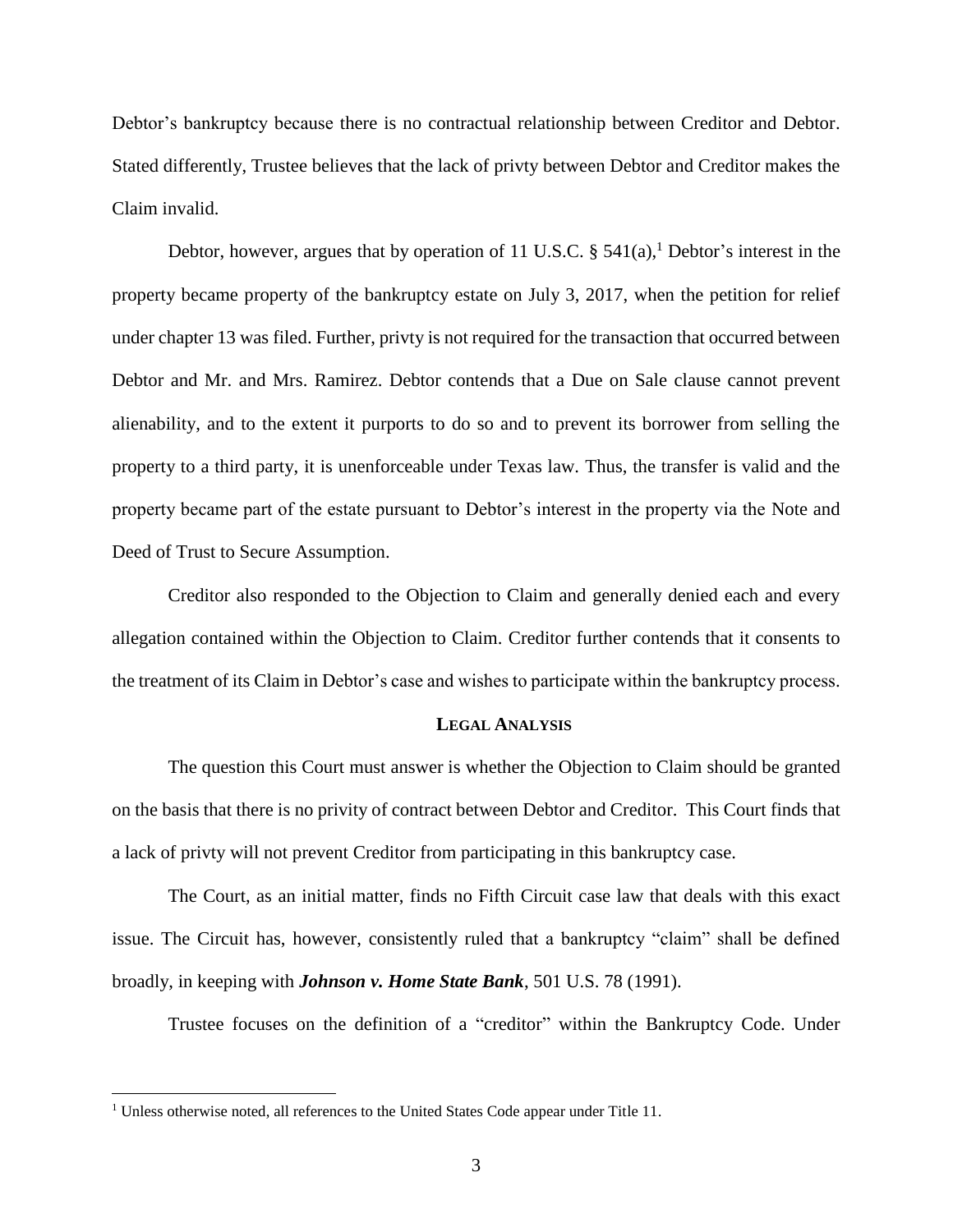Debtor's bankruptcy because there is no contractual relationship between Creditor and Debtor. Stated differently, Trustee believes that the lack of privty between Debtor and Creditor makes the Claim invalid.

Debtor, however, argues that by operation of 11 U.S.C. § 541(a),[1] Debtor's interest in the property became property of the bankruptcy estate on July 3, 2017, when the petition for relief under chapter 13 was filed. Further, privty is not required for the transaction that occurred between Debtor and Mr. and Mrs. Ramirez. Debtor contends that a Due on Sale clause cannot prevent alienability, and to the extent it purports to do so and to prevent its borrower from selling the property to a third party, it is unenforceable under Texas law. Thus, the transfer is valid and the property became part of the estate pursuant to Debtor's interest in the property via the Note and Deed of Trust to Secure Assumption.

Creditor also responded to the Objection to Claim and generally denied each and every allegation contained within the Objection to Claim. Creditor further contends that it consents to the treatment of its Claim in Debtor's case and wishes to participate within the bankruptcy process.

## LEGAL ANALYSIS

The question this Court must answer is whether the Objection to Claim should be granted on the basis that there is no privity of contract between Debtor and Creditor. This Court finds that a lack of privty will not prevent Creditor from participating in this bankruptcy case.

The Court, as an initial matter, finds no Fifth Circuit case law that deals with this exact issue. The Circuit has, however, consistently ruled that a bankruptcy "claim" shall be defined broadly, in keeping with ***Johnson v. Home State Bank***, 501 U.S. 78 (1991).

Trustee focuses on the definition of a "creditor" within the Bankruptcy Code. Under

[1] Unless otherwise noted, all references to the United States Code appear under Title 11.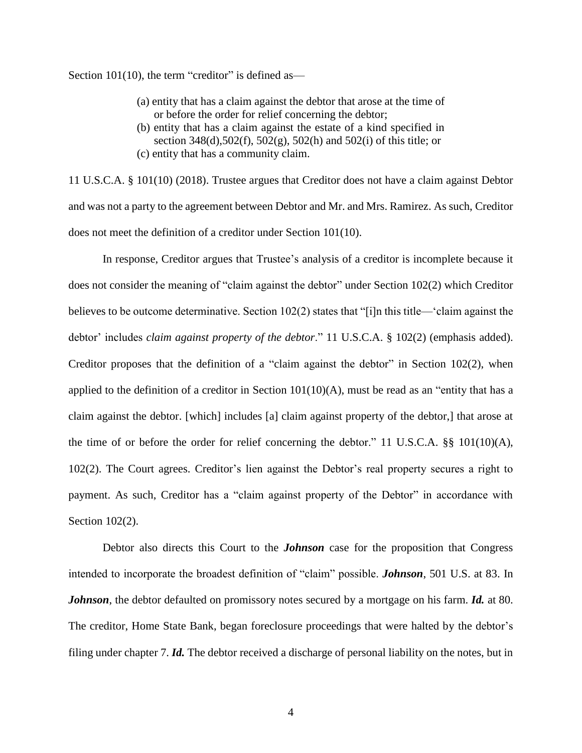Section 101(10), the term "creditor" is defined as—

> (a) entity that has a claim against the debtor that arose at the time of or before the order for relief concerning the debtor;
> (b) entity that has a claim against the estate of a kind specified in section 348(d),502(f), 502(g), 502(h) and 502(i) of this title; or
> (c) entity that has a community claim.

11 U.S.C.A. § 101(10) (2018). Trustee argues that Creditor does not have a claim against Debtor and was not a party to the agreement between Debtor and Mr. and Mrs. Ramirez. As such, Creditor does not meet the definition of a creditor under Section 101(10).

In response, Creditor argues that Trustee's analysis of a creditor is incomplete because it does not consider the meaning of "claim against the debtor" under Section 102(2) which Creditor believes to be outcome determinative. Section 102(2) states that "[i]n this title—'claim against the debtor' includes *claim against property of the debtor*." 11 U.S.C.A. § 102(2) (emphasis added). Creditor proposes that the definition of a "claim against the debtor" in Section 102(2), when applied to the definition of a creditor in Section 101(10)(A), must be read as an "entity that has a claim against the debtor. [which] includes [a] claim against property of the debtor,] that arose at the time of or before the order for relief concerning the debtor." 11 U.S.C.A. §§ 101(10)(A), 102(2). The Court agrees. Creditor's lien against the Debtor's real property secures a right to payment. As such, Creditor has a "claim against property of the Debtor" in accordance with Section 102(2).

Debtor also directs this Court to the ***Johnson*** case for the proposition that Congress intended to incorporate the broadest definition of "claim" possible. ***Johnson***, 501 U.S. at 83. In ***Johnson***, the debtor defaulted on promissory notes secured by a mortgage on his farm. ***Id.*** at 80. The creditor, Home State Bank, began foreclosure proceedings that were halted by the debtor's filing under chapter 7. ***Id.*** The debtor received a discharge of personal liability on the notes, but in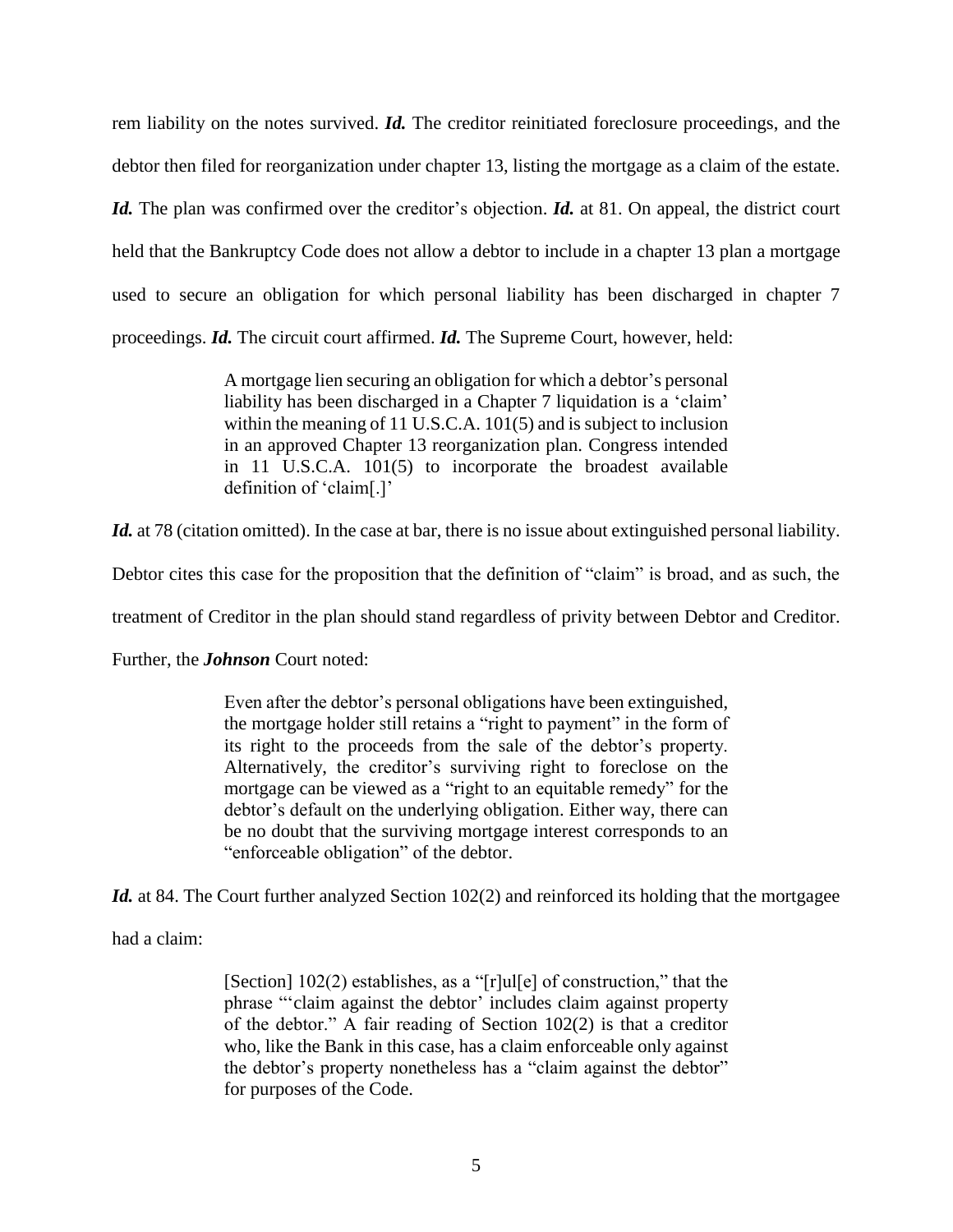rem liability on the notes survived. ***Id.*** The creditor reinitiated foreclosure proceedings, and the debtor then filed for reorganization under chapter 13, listing the mortgage as a claim of the estate. ***Id.*** The plan was confirmed over the creditor's objection. ***Id.*** at 81. On appeal, the district court held that the Bankruptcy Code does not allow a debtor to include in a chapter 13 plan a mortgage used to secure an obligation for which personal liability has been discharged in chapter 7 proceedings. ***Id.*** The circuit court affirmed. ***Id.*** The Supreme Court, however, held:

> A mortgage lien securing an obligation for which a debtor's personal liability has been discharged in a Chapter 7 liquidation is a 'claim' within the meaning of 11 U.S.C.A. 101(5) and is subject to inclusion in an approved Chapter 13 reorganization plan. Congress intended in 11 U.S.C.A. 101(5) to incorporate the broadest available definition of 'claim[.]'

***Id.*** at 78 (citation omitted). In the case at bar, there is no issue about extinguished personal liability. Debtor cites this case for the proposition that the definition of "claim" is broad, and as such, the treatment of Creditor in the plan should stand regardless of privity between Debtor and Creditor. Further, the ***Johnson*** Court noted:

> Even after the debtor's personal obligations have been extinguished, the mortgage holder still retains a "right to payment" in the form of its right to the proceeds from the sale of the debtor's property. Alternatively, the creditor's surviving right to foreclose on the mortgage can be viewed as a "right to an equitable remedy" for the debtor's default on the underlying obligation. Either way, there can be no doubt that the surviving mortgage interest corresponds to an "enforceable obligation" of the debtor.

***Id.*** at 84. The Court further analyzed Section 102(2) and reinforced its holding that the mortgagee had a claim:

> [Section] 102(2) establishes, as a "[r]ul[e] of construction," that the phrase "'claim against the debtor' includes claim against property of the debtor." A fair reading of Section 102(2) is that a creditor who, like the Bank in this case, has a claim enforceable only against the debtor's property nonetheless has a "claim against the debtor" for purposes of the Code.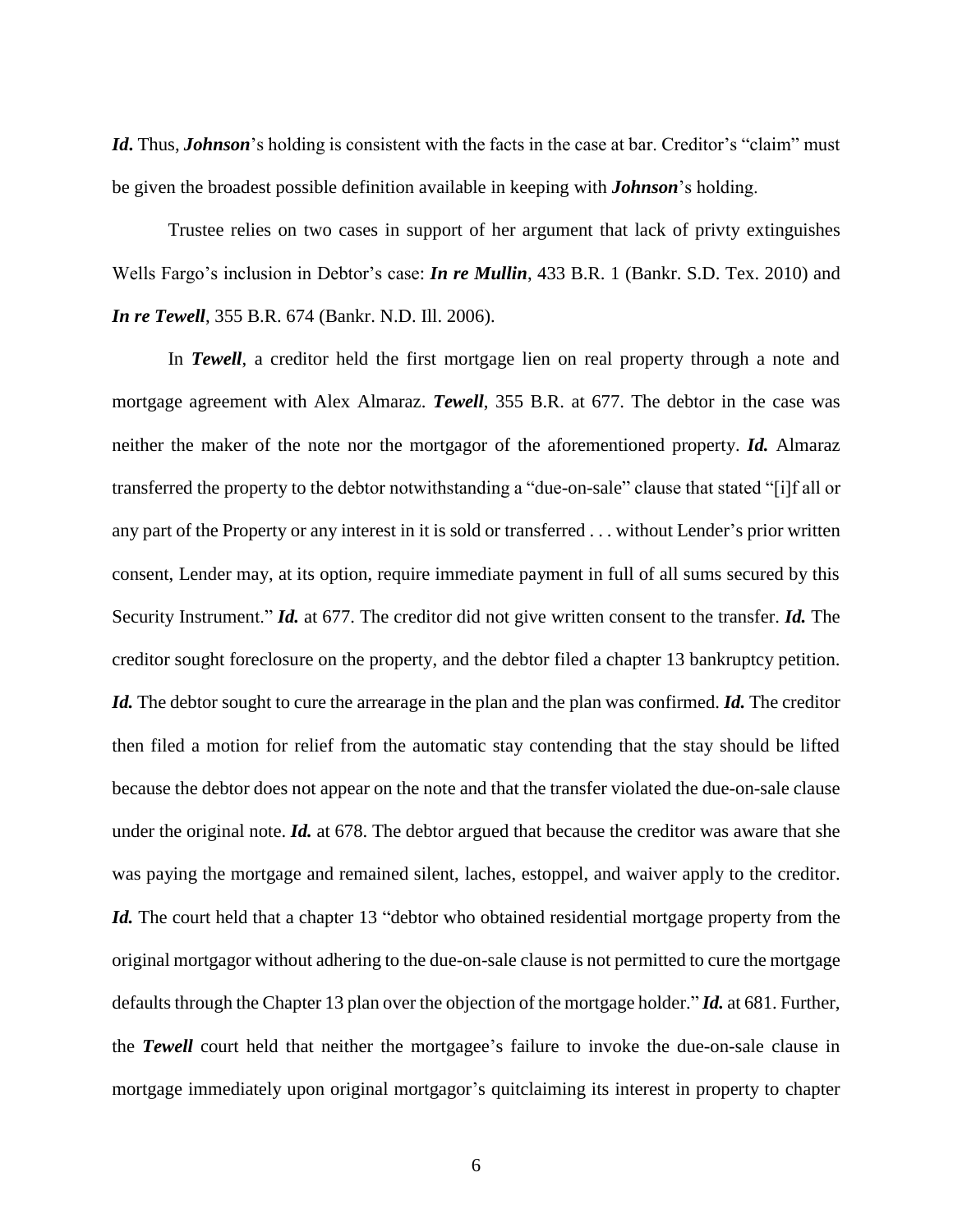***Id.*** Thus, ***Johnson***'s holding is consistent with the facts in the case at bar. Creditor's "claim" must be given the broadest possible definition available in keeping with ***Johnson***'s holding.

Trustee relies on two cases in support of her argument that lack of privty extinguishes Wells Fargo's inclusion in Debtor's case: ***In re Mullin***, 433 B.R. 1 (Bankr. S.D. Tex. 2010) and ***In re Tewell***, 355 B.R. 674 (Bankr. N.D. Ill. 2006).

In ***Tewell***, a creditor held the first mortgage lien on real property through a note and mortgage agreement with Alex Almaraz. ***Tewell***, 355 B.R. at 677. The debtor in the case was neither the maker of the note nor the mortgagor of the aforementioned property. ***Id.*** Almaraz transferred the property to the debtor notwithstanding a "due-on-sale" clause that stated "[i]f all or any part of the Property or any interest in it is sold or transferred . . . without Lender's prior written consent, Lender may, at its option, require immediate payment in full of all sums secured by this Security Instrument." ***Id.*** at 677. The creditor did not give written consent to the transfer. ***Id.*** The creditor sought foreclosure on the property, and the debtor filed a chapter 13 bankruptcy petition. ***Id.*** The debtor sought to cure the arrearage in the plan and the plan was confirmed. ***Id.*** The creditor then filed a motion for relief from the automatic stay contending that the stay should be lifted because the debtor does not appear on the note and that the transfer violated the due-on-sale clause under the original note. ***Id.*** at 678. The debtor argued that because the creditor was aware that she was paying the mortgage and remained silent, laches, estoppel, and waiver apply to the creditor. ***Id.*** The court held that a chapter 13 "debtor who obtained residential mortgage property from the original mortgagor without adhering to the due-on-sale clause is not permitted to cure the mortgage defaults through the Chapter 13 plan over the objection of the mortgage holder." ***Id.*** at 681. Further, the ***Tewell*** court held that neither the mortgagee's failure to invoke the due-on-sale clause in mortgage immediately upon original mortgagor's quitclaiming its interest in property to chapter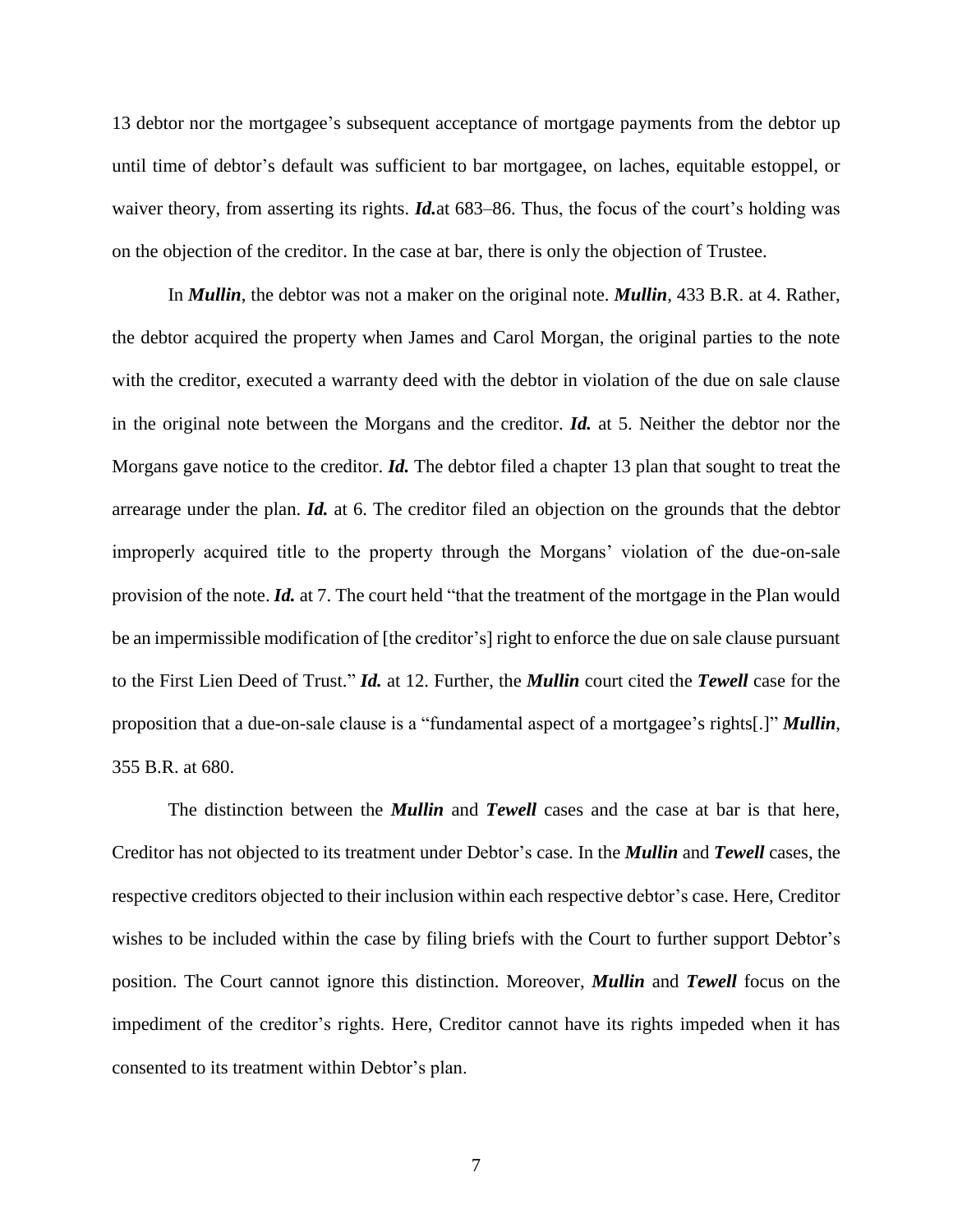13 debtor nor the mortgagee's subsequent acceptance of mortgage payments from the debtor up until time of debtor's default was sufficient to bar mortgagee, on laches, equitable estoppel, or waiver theory, from asserting its rights. ***Id.***at 683–86. Thus, the focus of the court's holding was on the objection of the creditor. In the case at bar, there is only the objection of Trustee.

In ***Mullin***, the debtor was not a maker on the original note. ***Mullin***, 433 B.R. at 4. Rather, the debtor acquired the property when James and Carol Morgan, the original parties to the note with the creditor, executed a warranty deed with the debtor in violation of the due on sale clause in the original note between the Morgans and the creditor. ***Id.*** at 5. Neither the debtor nor the Morgans gave notice to the creditor. ***Id.*** The debtor filed a chapter 13 plan that sought to treat the arrearage under the plan. ***Id.*** at 6. The creditor filed an objection on the grounds that the debtor improperly acquired title to the property through the Morgans' violation of the due-on-sale provision of the note. ***Id.*** at 7. The court held "that the treatment of the mortgage in the Plan would be an impermissible modification of [the creditor's] right to enforce the due on sale clause pursuant to the First Lien Deed of Trust." ***Id.*** at 12. Further, the ***Mullin*** court cited the ***Tewell*** case for the proposition that a due-on-sale clause is a "fundamental aspect of a mortgagee's rights[.]" ***Mullin***, 355 B.R. at 680.

The distinction between the ***Mullin*** and ***Tewell*** cases and the case at bar is that here, Creditor has not objected to its treatment under Debtor's case. In the ***Mullin*** and ***Tewell*** cases, the respective creditors objected to their inclusion within each respective debtor's case. Here, Creditor wishes to be included within the case by filing briefs with the Court to further support Debtor's position. The Court cannot ignore this distinction. Moreover, ***Mullin*** and ***Tewell*** focus on the impediment of the creditor's rights. Here, Creditor cannot have its rights impeded when it has consented to its treatment within Debtor's plan.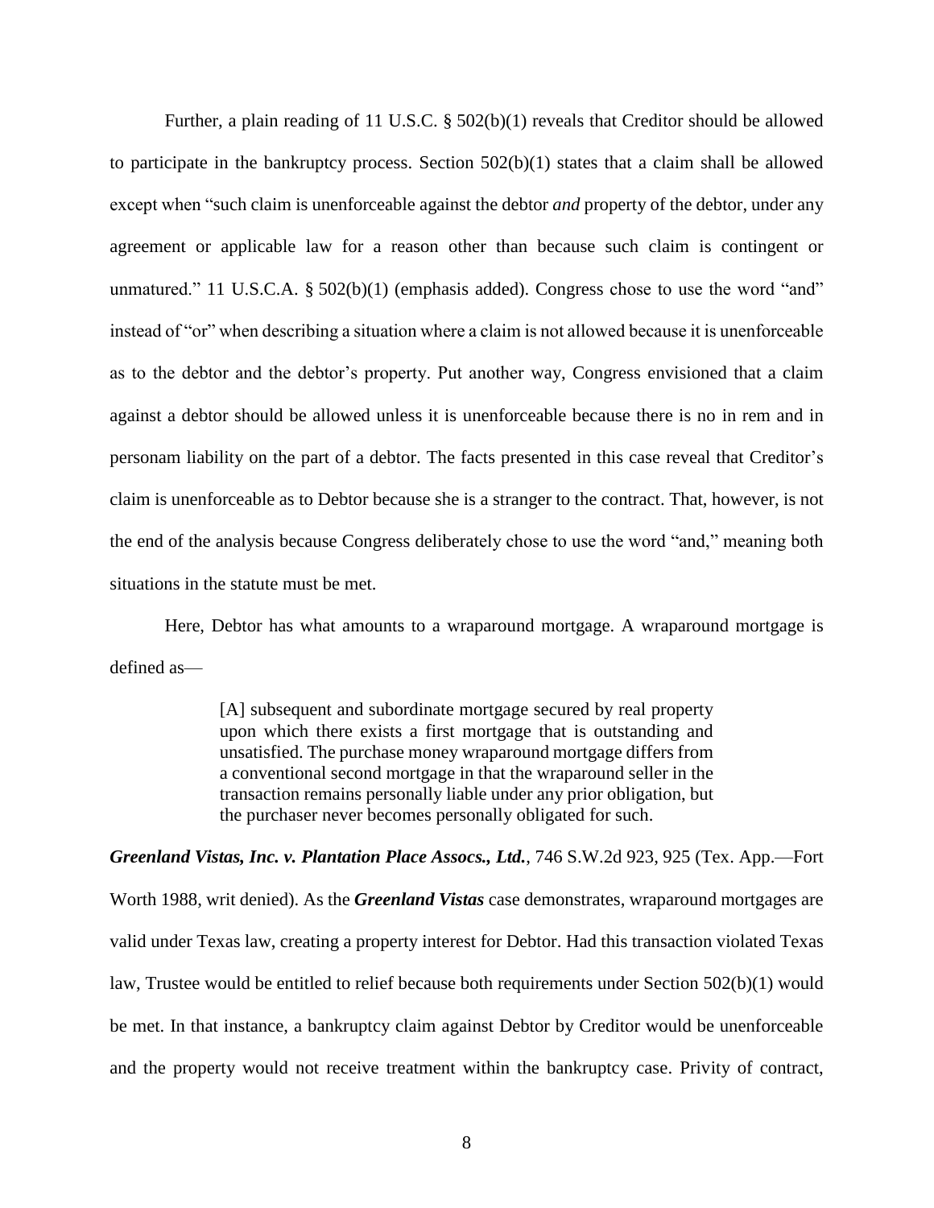Further, a plain reading of 11 U.S.C. § 502(b)(1) reveals that Creditor should be allowed to participate in the bankruptcy process. Section 502(b)(1) states that a claim shall be allowed except when "such claim is unenforceable against the debtor *and* property of the debtor, under any agreement or applicable law for a reason other than because such claim is contingent or unmatured." 11 U.S.C.A. § 502(b)(1) (emphasis added). Congress chose to use the word "and" instead of "or" when describing a situation where a claim is not allowed because it is unenforceable as to the debtor and the debtor's property. Put another way, Congress envisioned that a claim against a debtor should be allowed unless it is unenforceable because there is no in rem and in personam liability on the part of a debtor. The facts presented in this case reveal that Creditor's claim is unenforceable as to Debtor because she is a stranger to the contract. That, however, is not the end of the analysis because Congress deliberately chose to use the word "and," meaning both situations in the statute must be met.

Here, Debtor has what amounts to a wraparound mortgage. A wraparound mortgage is defined as—

> [A] subsequent and subordinate mortgage secured by real property upon which there exists a first mortgage that is outstanding and unsatisfied. The purchase money wraparound mortgage differs from a conventional second mortgage in that the wraparound seller in the transaction remains personally liable under any prior obligation, but the purchaser never becomes personally obligated for such.

***Greenland Vistas, Inc. v. Plantation Place Assocs., Ltd.***, 746 S.W.2d 923, 925 (Tex. App.—Fort Worth 1988, writ denied). As the ***Greenland Vistas*** case demonstrates, wraparound mortgages are valid under Texas law, creating a property interest for Debtor. Had this transaction violated Texas law, Trustee would be entitled to relief because both requirements under Section 502(b)(1) would be met. In that instance, a bankruptcy claim against Debtor by Creditor would be unenforceable and the property would not receive treatment within the bankruptcy case. Privity of contract,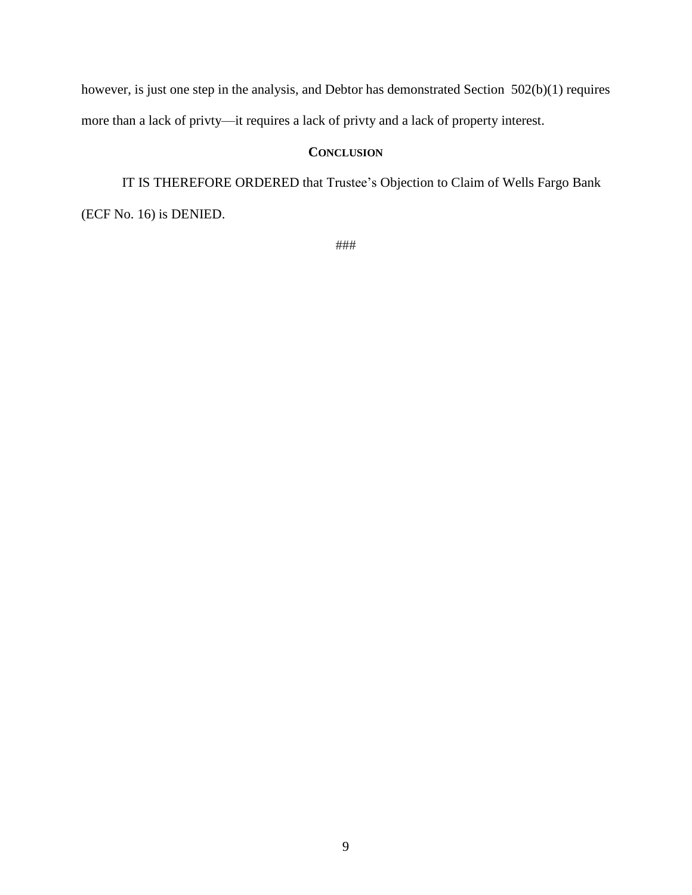however, is just one step in the analysis, and Debtor has demonstrated Section 502(b)(1) requires more than a lack of privty—it requires a lack of privty and a lack of property interest.

## CONCLUSION

IT IS THEREFORE ORDERED that Trustee's Objection to Claim of Wells Fargo Bank (ECF No. 16) is DENIED.

###